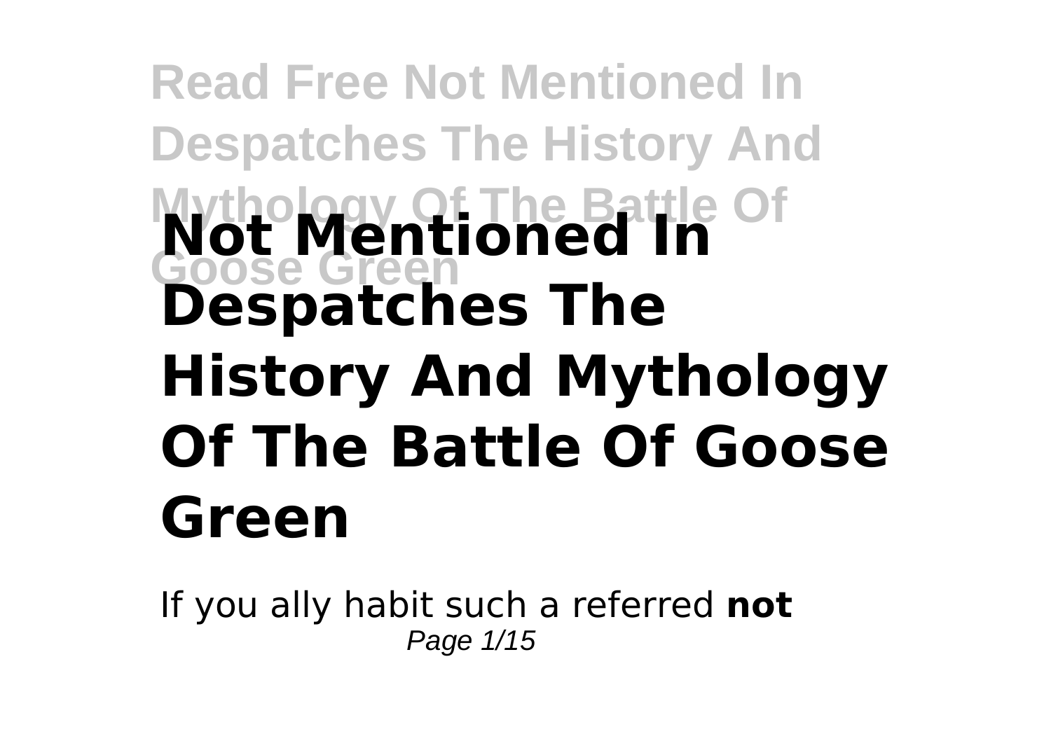# Not Mentioned In Despatches The History And Mythology Of The Battle Of Goose Green

If you ally habit such a referred **not**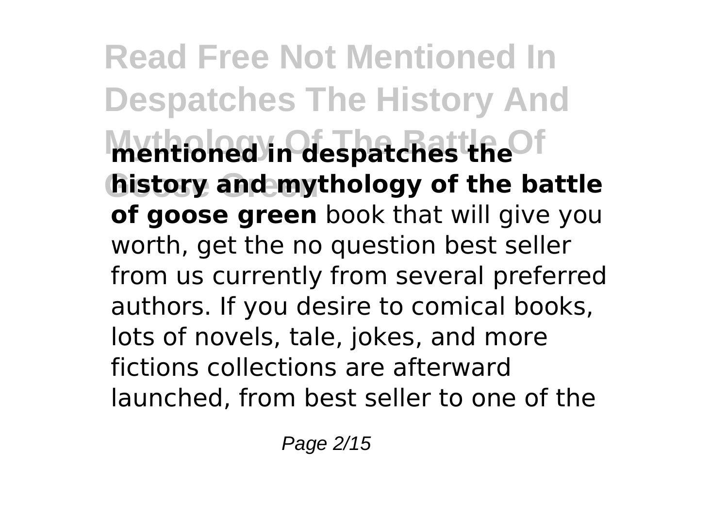**mentioned in despatches the history and mythology of the battle of goose green** book that will give you worth, get the no question best seller from us currently from several preferred authors. If you desire to comical books, lots of novels, tale, jokes, and more fictions collections are afterward launched, from best seller to one of the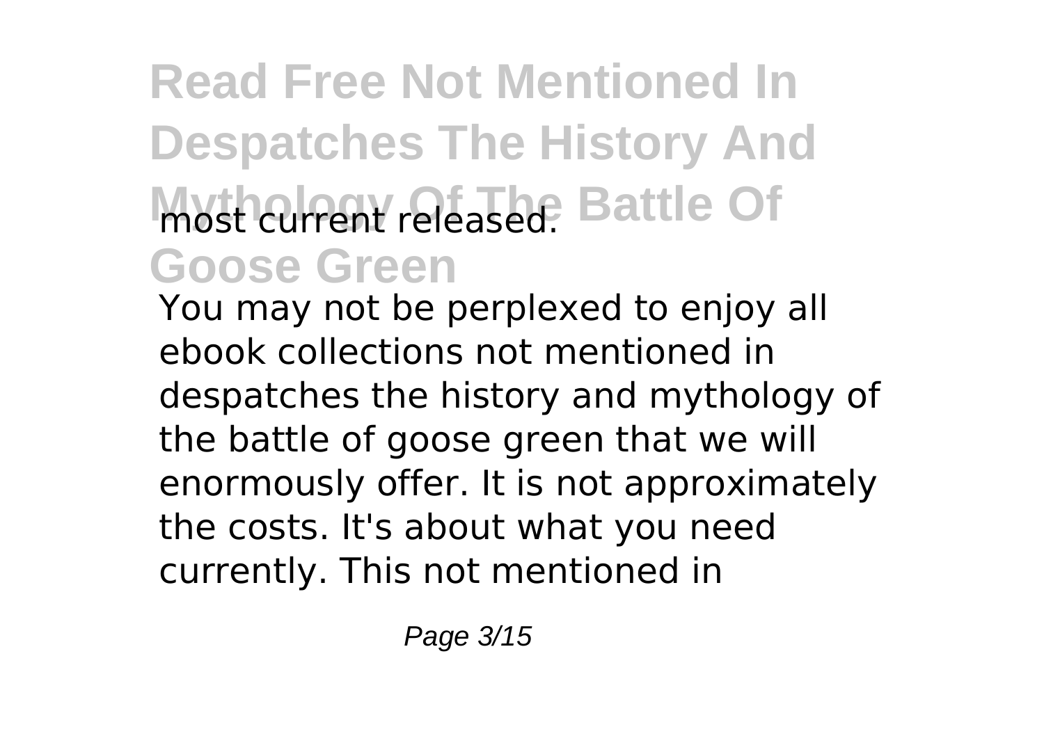most current released.

You may not be perplexed to enjoy all ebook collections not mentioned in despatches the history and mythology of the battle of goose green that we will enormously offer. It is not approximately the costs. It's about what you need currently. This not mentioned in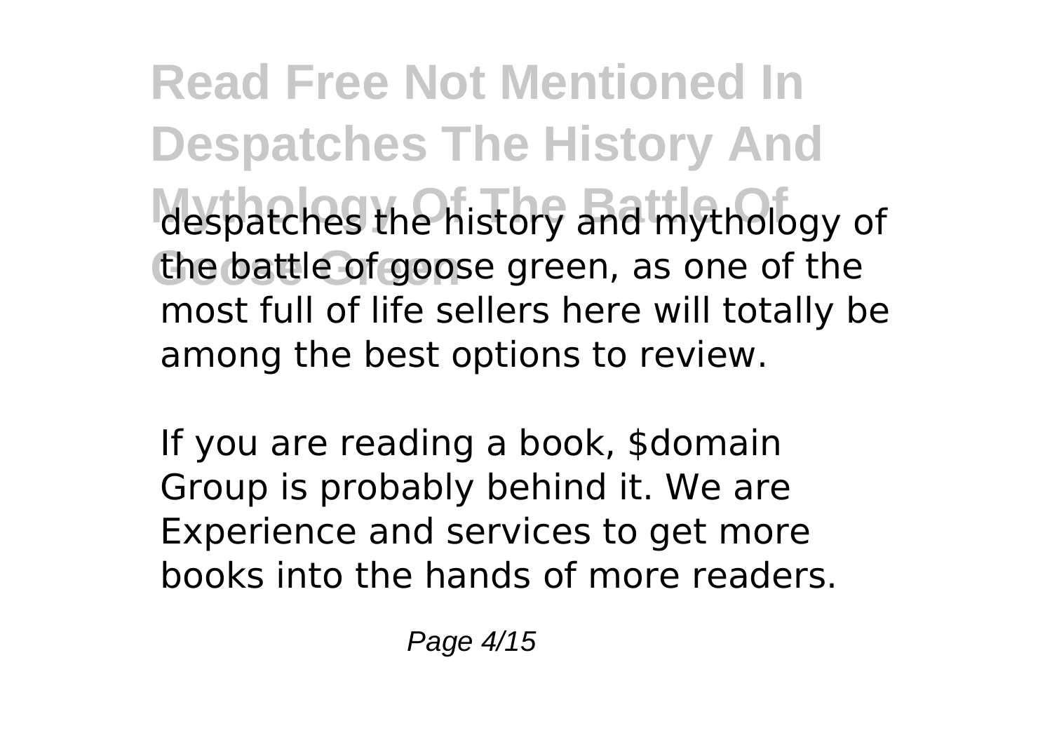despatches the history and mythology of the battle of goose green, as one of the most full of life sellers here will totally be among the best options to review.

If you are reading a book, $domain Group is probably behind it. We are Experience and services to get more books into the hands of more readers.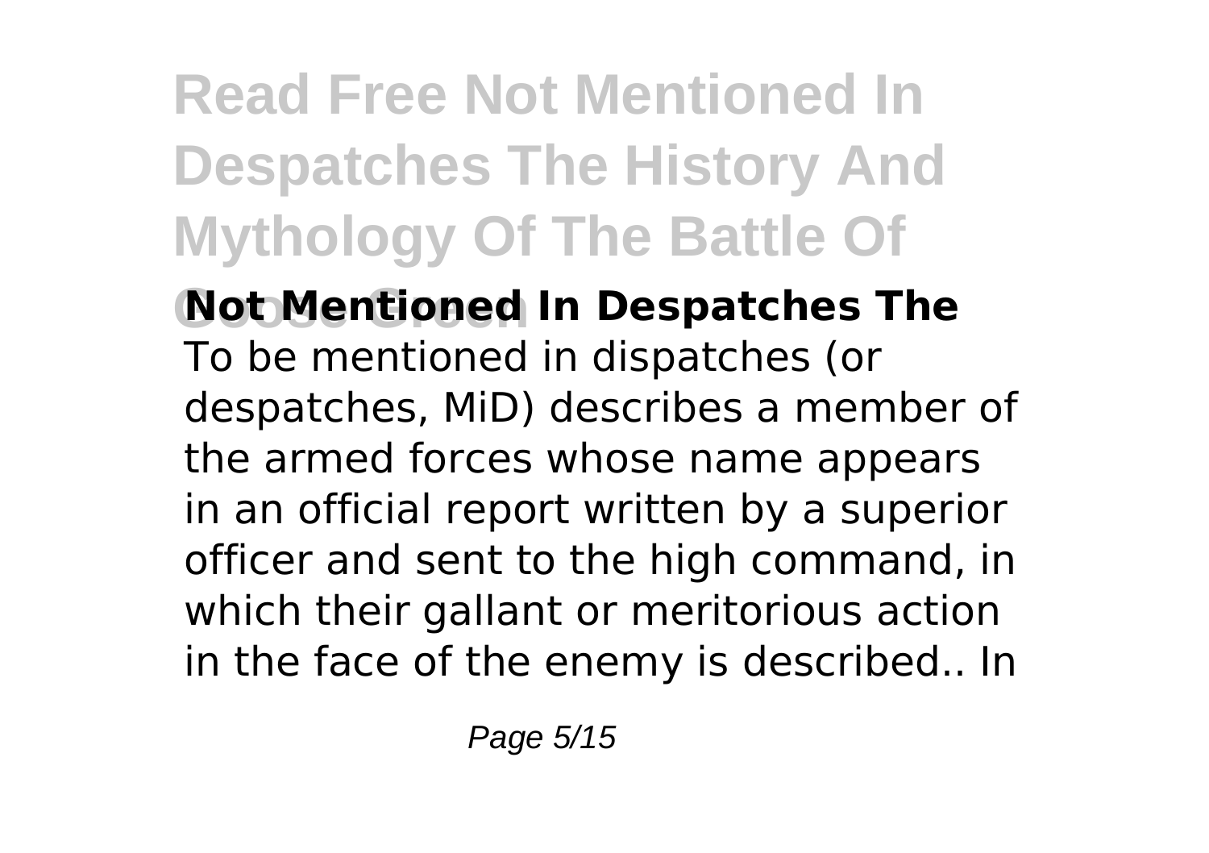# Read Free Not Mentioned In Despatches The History And Mythology Of The Battle Of Goose Green

**Not Mentioned In Despatches The**

To be mentioned in dispatches (or despatches, MiD) describes a member of the armed forces whose name appears in an official report written by a superior officer and sent to the high command, in which their gallant or meritorious action in the face of the enemy is described.. In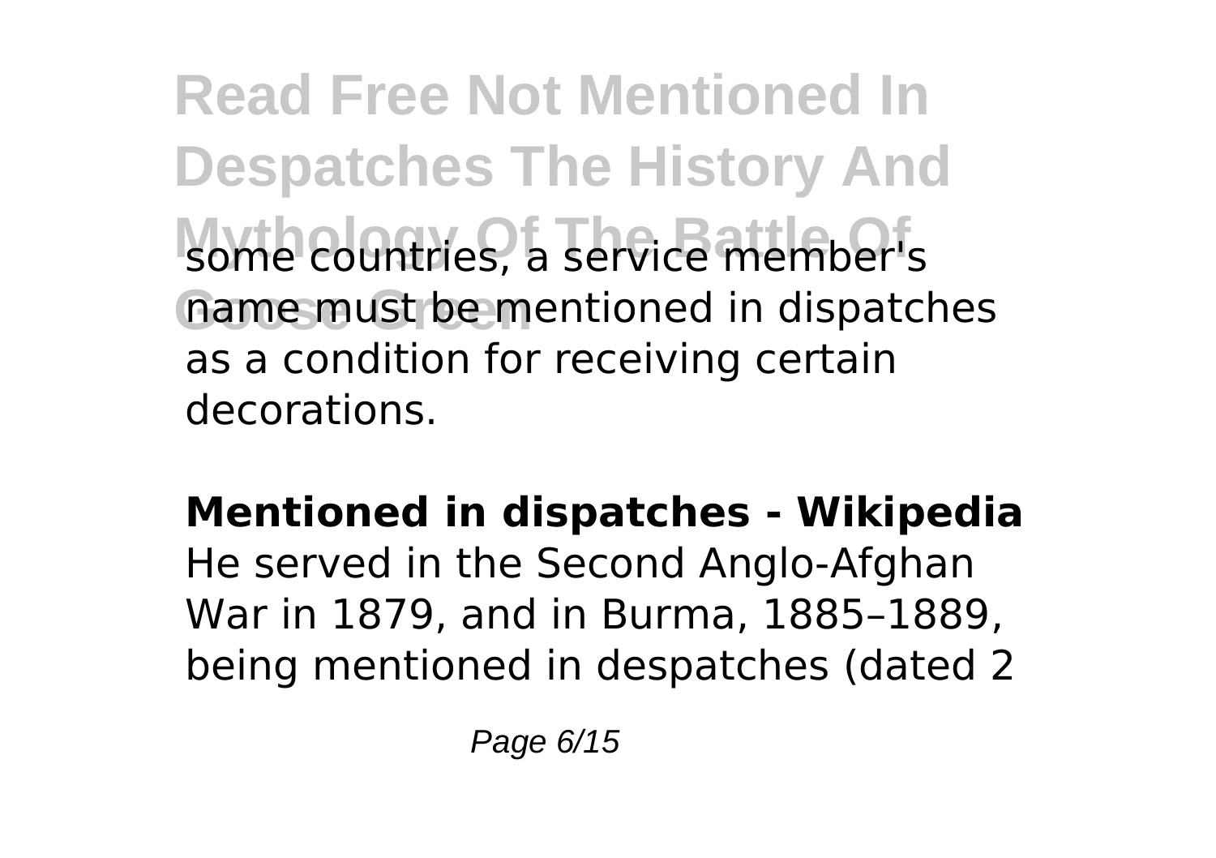some countries, a service member's name must be mentioned in dispatches as a condition for receiving certain decorations.

**Mentioned in dispatches - Wikipedia**

He served in the Second Anglo-Afghan War in 1879, and in Burma, 1885–1889, being mentioned in despatches (dated 2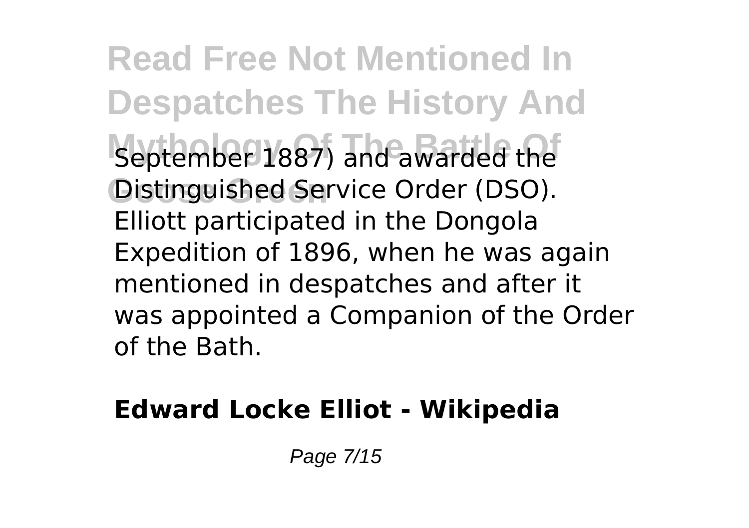September 1887) and awarded the Distinguished Service Order (DSO). Elliott participated in the Dongola Expedition of 1896, when he was again mentioned in despatches and after it was appointed a Companion of the Order of the Bath.

### **Edward Locke Elliot - Wikipedia**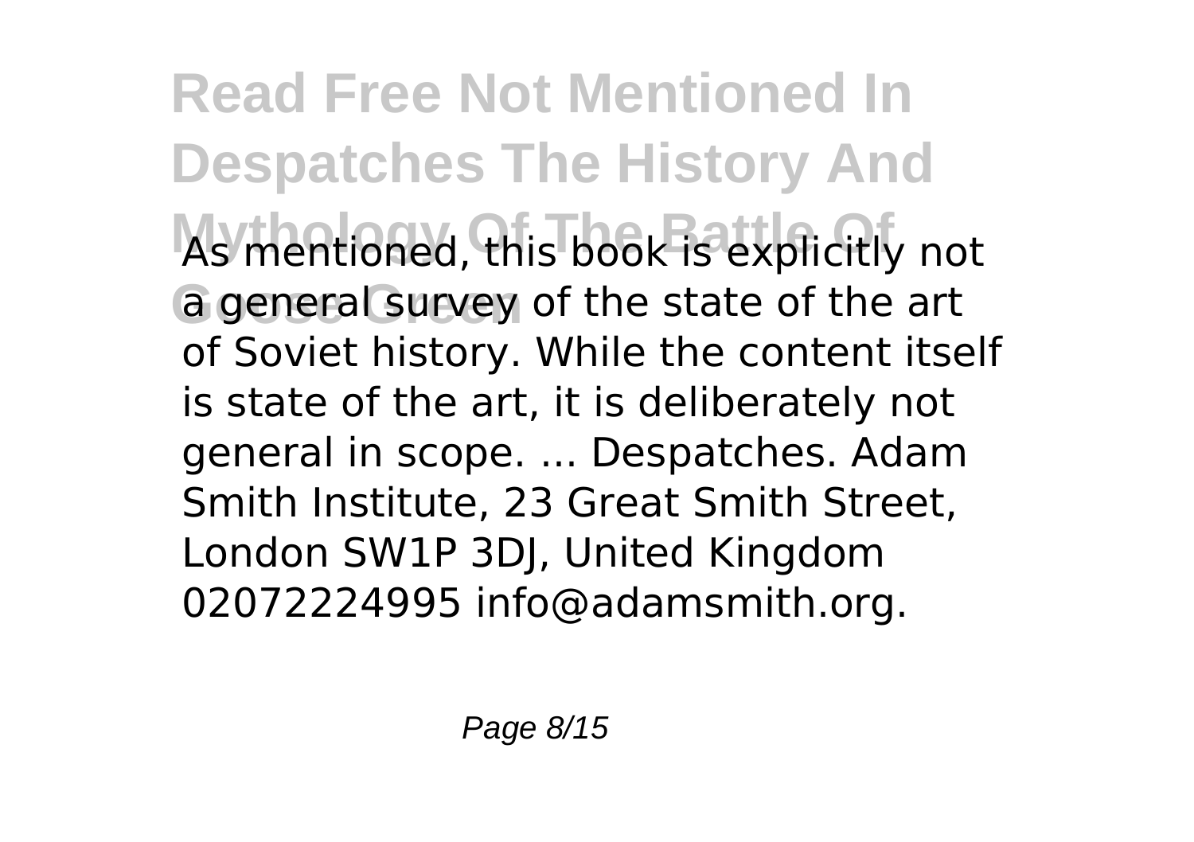As mentioned, this book is explicitly not a general survey of the state of the art of Soviet history. While the content itself is state of the art, it is deliberately not general in scope. ... Despatches. Adam Smith Institute, 23 Great Smith Street, London SW1P 3DJ, United Kingdom 02072224995 info@adamsmith.org.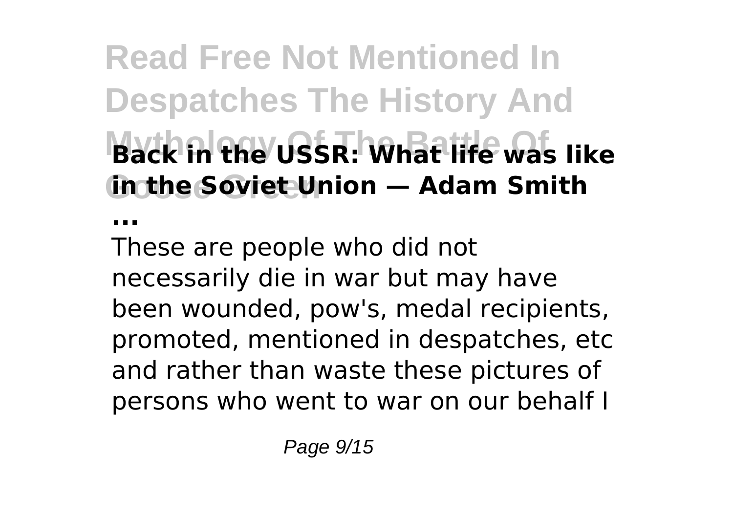## Back in the USSR: What life was like in the Soviet Union — Adam Smith ...

These are people who did not necessarily die in war but may have been wounded, pow's, medal recipients, promoted, mentioned in despatches, etc and rather than waste these pictures of persons who went to war on our behalf I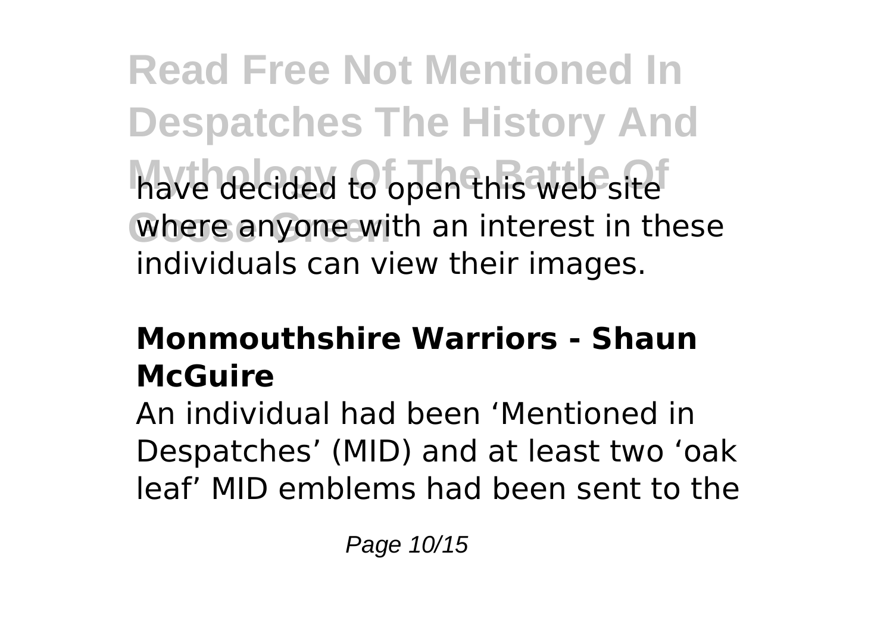have decided to open this web site where anyone with an interest in these individuals can view their images.

### Monmouthshire Warriors - Shaun McGuire

An individual had been 'Mentioned in Despatches' (MID) and at least two 'oak leaf' MID emblems had been sent to the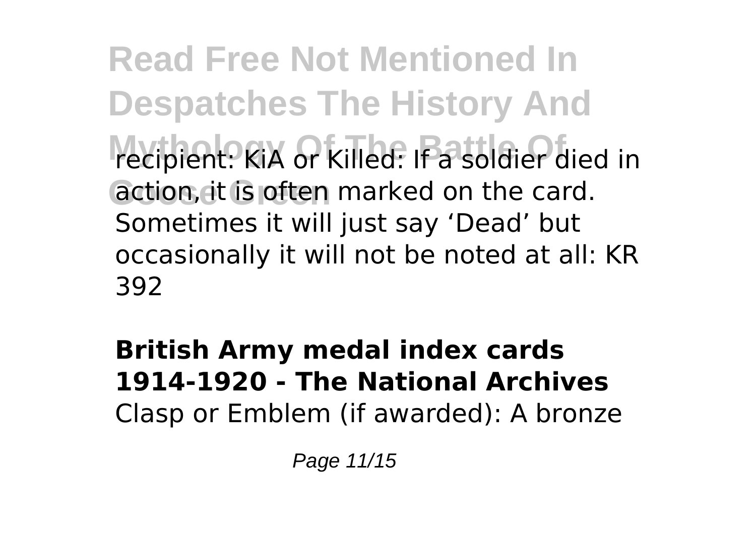recipient: KiA or Killed: If a soldier died in action, it is often marked on the card. Sometimes it will just say 'Dead' but occasionally it will not be noted at all: KR 392

**British Army medal index cards 1914-1920 - The National Archives**

Clasp or Emblem (if awarded): A bronze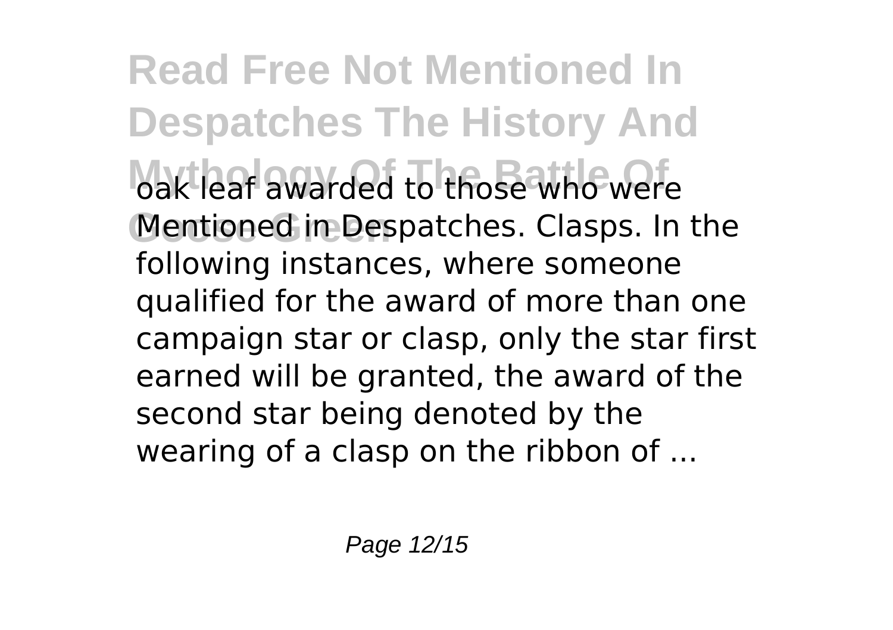oak leaf awarded to those who were Mentioned in Despatches. Clasps. In the following instances, where someone qualified for the award of more than one campaign star or clasp, only the star first earned will be granted, the award of the second star being denoted by the wearing of a clasp on the ribbon of ...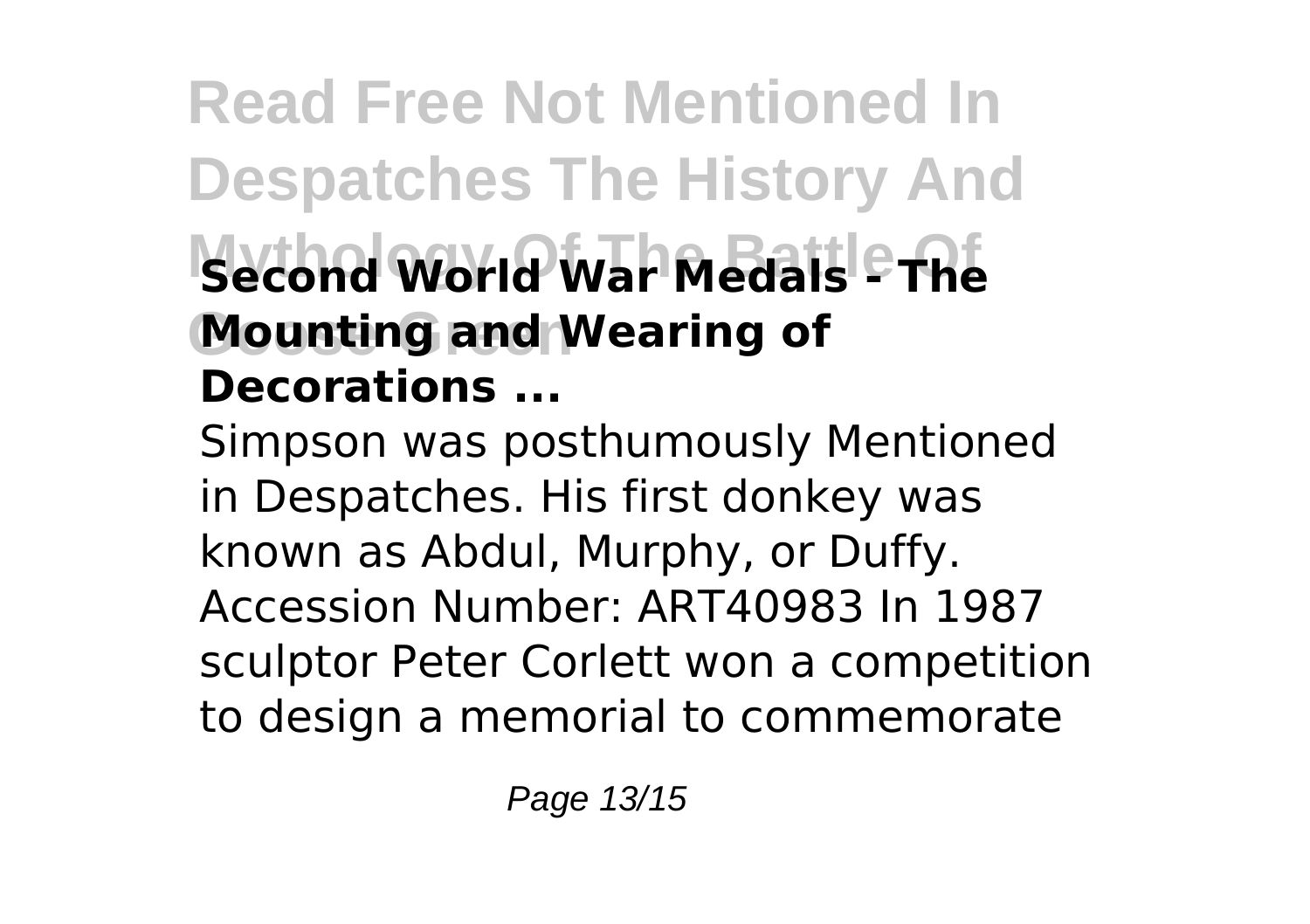**Second World War Medals - The Mounting and Wearing of Decorations ...**

Simpson was posthumously Mentioned in Despatches. His first donkey was known as Abdul, Murphy, or Duffy. Accession Number: ART40983 In 1987 sculptor Peter Corlett won a competition to design a memorial to commemorate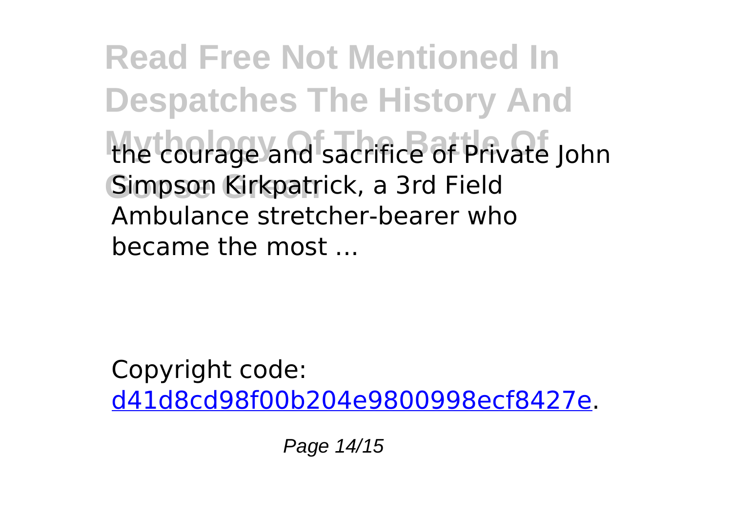the courage and sacrifice of Private John Simpson Kirkpatrick, a 3rd Field Ambulance stretcher-bearer who became the most ...

Copyright code: [d41d8cd98f00b204e9800998ecf8427e](d41d8cd98f00b204e9800998ecf8427e).